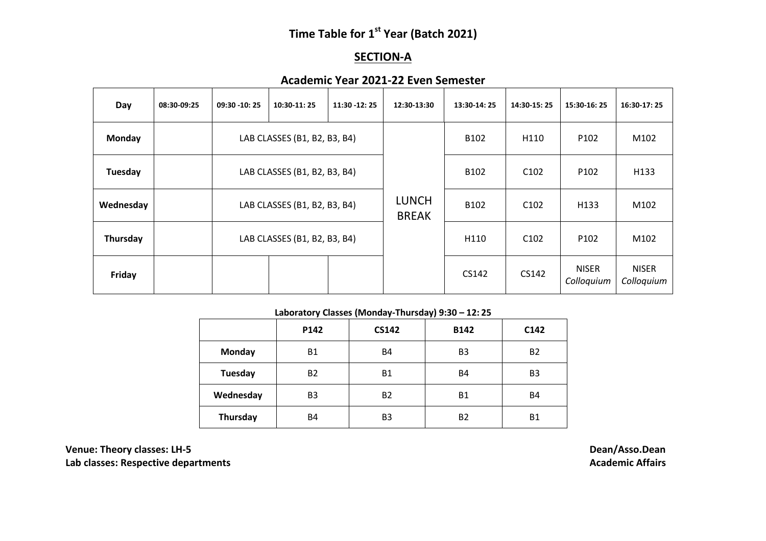# Time Table for 1st Year (Batch 2021)

## SECTION-A

### Academic Year 2021-22 Even Semester

| Day | 08:30-09:25 | 09:30 -10: 25 | 10:30-11: 25 | 11:30 -12: 25 | 12:30-13:30 | 13:30-14: 25 | 14:30-15: 25 | 15:30-16: 25 | 16:30-17: 25 |
|---|---|---|---|---|---|---|---|---|---|
| **Monday** | | LAB CLASSES (B1, B2, B3, B4) | | | LUNCH BREAK | B102 | H110 | P102 | M102 |
| **Tuesday** | | LAB CLASSES (B1, B2, B3, B4) | | | | B102 | C102 | P102 | H133 |
| **Wednesday** | | LAB CLASSES (B1, B2, B3, B4) | | | | B102 | C102 | H133 | M102 |
| **Thursday** | | LAB CLASSES (B1, B2, B3, B4) | | | | H110 | C102 | P102 | M102 |
| **Friday** | | | | | | CS142 | CS142 | NISER *Colloquium* | NISER *Colloquium* |

**Laboratory Classes (Monday-Thursday) 9:30 – 12: 25**

| | P142 | CS142 | B142 | C142 |
|---|---|---|---|---|
| **Monday** | B1 | B4 | B3 | B2 |
| **Tuesday** | B2 | B1 | B4 | B3 |
| **Wednesday** | B3 | B2 | B1 | B4 |
| **Thursday** | B4 | B3 | B2 | B1 |

**Venue: Theory classes: LH-5**
**Lab classes: Respective departments**

**Dean/Asso.Dean**
**Academic Affairs**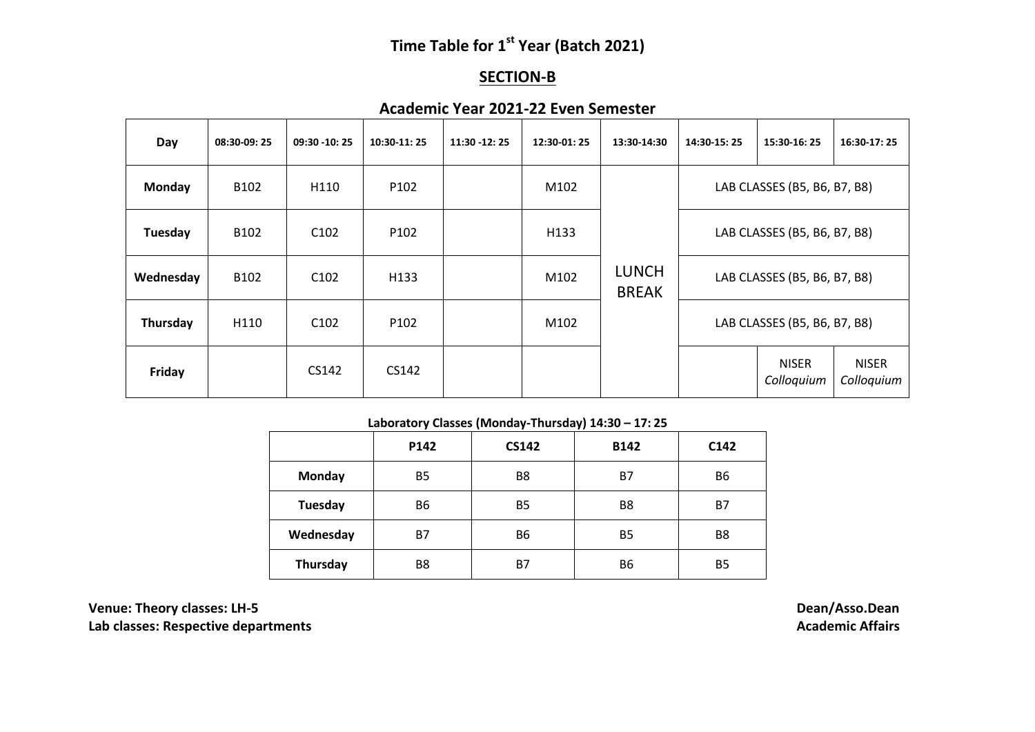# Time Table for 1st Year (Batch 2021)

## SECTION-B

### Academic Year 2021-22 Even Semester

| Day | 08:30-09: 25 | 09:30 -10: 25 | 10:30-11: 25 | 11:30 -12: 25 | 12:30-01: 25 | 13:30-14:30 | 14:30-15: 25 | 15:30-16: 25 | 16:30-17: 25 |
|---|---|---|---|---|---|---|---|---|---|
| **Monday** | B102 | H110 | P102 | | M102 | LUNCH BREAK | LAB CLASSES (B5, B6, B7, B8) | | |
| **Tuesday** | B102 | C102 | P102 | | H133 | | LAB CLASSES (B5, B6, B7, B8) | | |
| **Wednesday** | B102 | C102 | H133 | | M102 | | LAB CLASSES (B5, B6, B7, B8) | | |
| **Thursday** | H110 | C102 | P102 | | M102 | | LAB CLASSES (B5, B6, B7, B8) | | |
| **Friday** | | CS142 | CS142 | | | | | NISER *Colloquium* | NISER *Colloquium* |

**Laboratory Classes (Monday-Thursday) 14:30 – 17: 25**

| | P142 | CS142 | B142 | C142 |
|---|---|---|---|---|
| **Monday** | B5 | B8 | B7 | B6 |
| **Tuesday** | B6 | B5 | B8 | B7 |
| **Wednesday** | B7 | B6 | B5 | B8 |
| **Thursday** | B8 | B7 | B6 | B5 |

**Venue: Theory classes: LH-5**
**Lab classes: Respective departments**

**Dean/Asso.Dean**
**Academic Affairs**